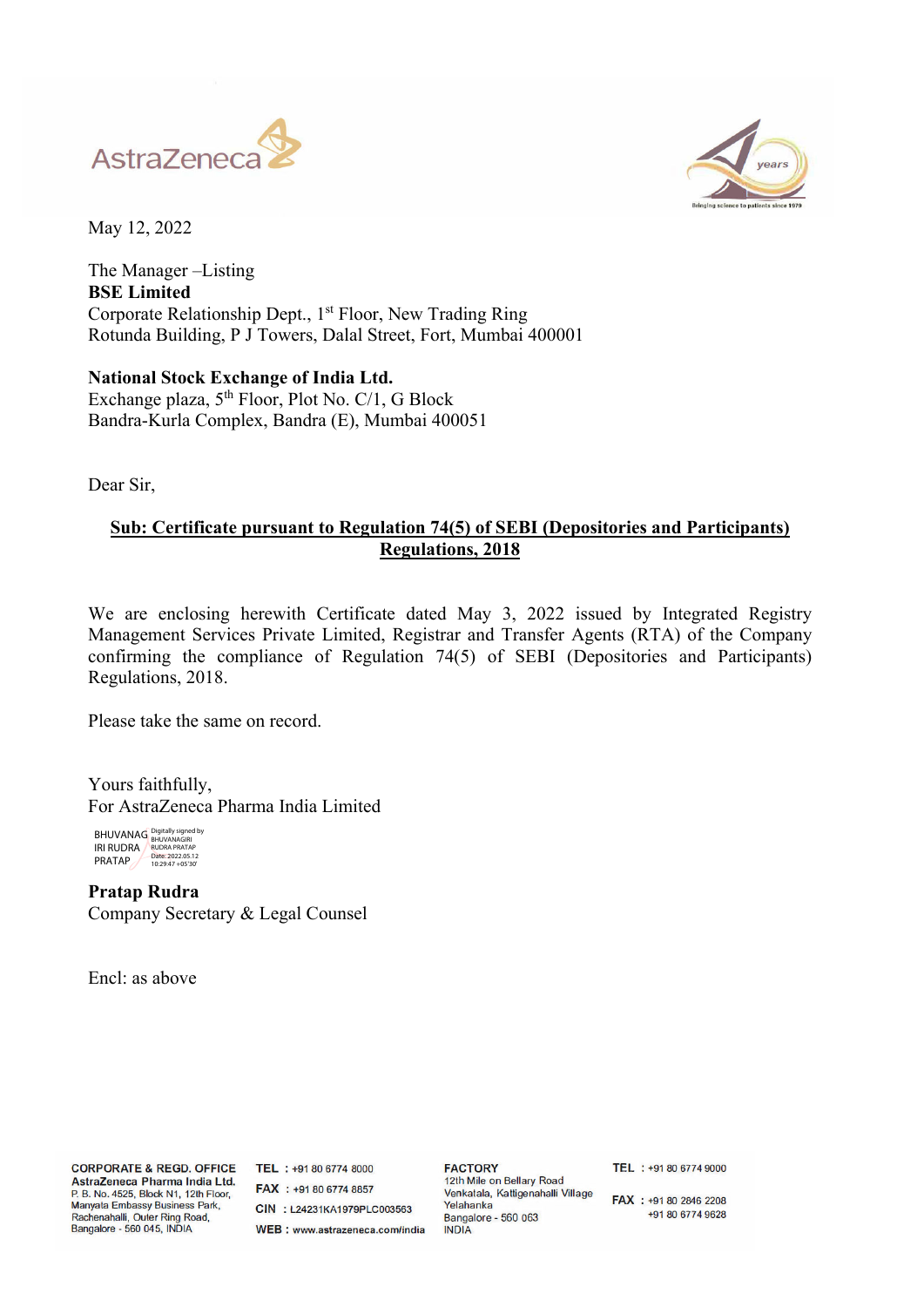May 12, 2022

The Manager –Listing
**BSE Limited**
Corporate Relationship Dept., 1st Floor, New Trading Ring
Rotunda Building, P J Towers, Dalal Street, Fort, Mumbai 400001

**National Stock Exchange of India Ltd.**
Exchange plaza, 5th Floor, Plot No. C/1, G Block
Bandra-Kurla Complex, Bandra (E), Mumbai 400051

Dear Sir,

**Sub: Certificate pursuant to Regulation 74(5) of SEBI (Depositories and Participants) Regulations, 2018**

We are enclosing herewith Certificate dated May 3, 2022 issued by Integrated Registry Management Services Private Limited, Registrar and Transfer Agents (RTA) of the Company confirming the compliance of Regulation 74(5) of SEBI (Depositories and Participants) Regulations, 2018.

Please take the same on record.

Yours faithfully,
For AstraZeneca Pharma India Limited

BHUVANAGIRI RUDRA PRATAP
Digitally signed by BHUVANAGIRI RUDRA PRATAP
Date: 2022.05.12 10:29:47 +05'30'

**Pratap Rudra**
Company Secretary & Legal Counsel

Encl: as above

**CORPORATE & REGD. OFFICE**
**AstraZeneca Pharma India Ltd.**
P. B. No. 4525, Block N1, 12th Floor,
Manyata Embassy Business Park,
Rachenahalli, Outer Ring Road,
Bangalore - 560 045, INDIA

**TEL** : +91 80 6774 8000
**FAX** : +91 80 6774 8857
**CIN** : L24231KA1979PLC003563
**WEB** : www.astrazeneca.com/india

**FACTORY**
12th Mile on Bellary Road
Venkatala, Kattigenahalli Village
Yelahanka
Bangalore - 560 063
INDIA

**TEL** : +91 80 6774 9000
**FAX** : +91 80 2846 2208
+91 80 6774 9628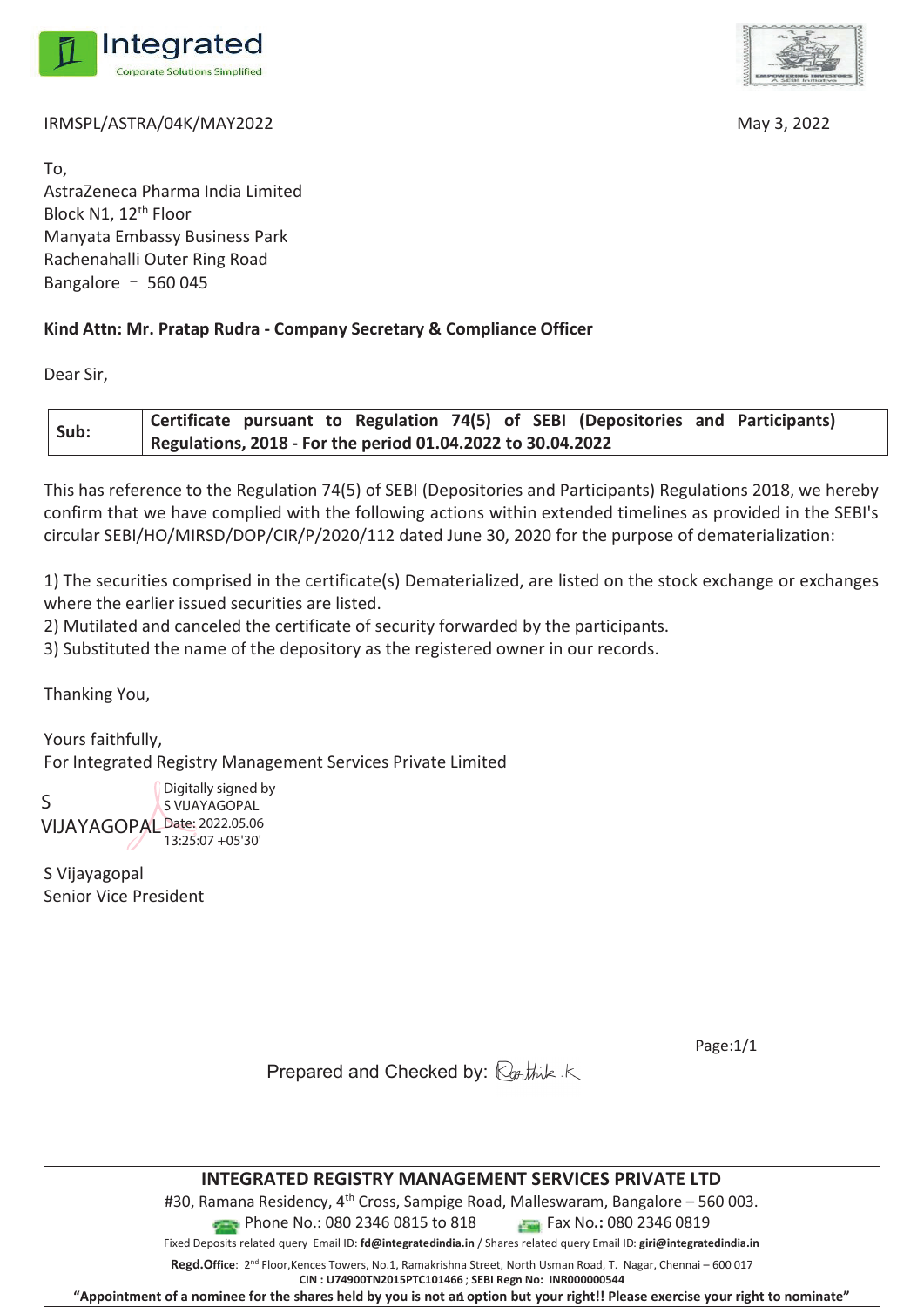IRMSPL/ASTRA/04K/MAY2022

May 3, 2022

To,
AstraZeneca Pharma India Limited
Block N1, 12th Floor
Manyata Embassy Business Park
Rachenahalli Outer Ring Road
Bangalore – 560 045

**Kind Attn: Mr. Pratap Rudra - Company Secretary & Compliance Officer**

Dear Sir,

| | |
|---|---|
| **Sub:** | **Certificate pursuant to Regulation 74(5) of SEBI (Depositories and Participants) Regulations, 2018 - For the period 01.04.2022 to 30.04.2022** |

This has reference to the Regulation 74(5) of SEBI (Depositories and Participants) Regulations 2018, we hereby confirm that we have complied with the following actions within extended timelines as provided in the SEBI's circular SEBI/HO/MIRSD/DOP/CIR/P/2020/112 dated June 30, 2020 for the purpose of dematerialization:

1) The securities comprised in the certificate(s) Dematerialized, are listed on the stock exchange or exchanges where the earlier issued securities are listed.
2) Mutilated and canceled the certificate of security forwarded by the participants.
3) Substituted the name of the depository as the registered owner in our records.

Thanking You,

Yours faithfully,
For Integrated Registry Management Services Private Limited

S VIJAYAGOPAL
Digitally signed by S VIJAYAGOPAL
Date: 2022.05.06 13:25:07 +05'30'

S Vijayagopal
Senior Vice President

Prepared and Checked by: Karthik .K

**INTEGRATED REGISTRY MANAGEMENT SERVICES PRIVATE LTD**
#30, Ramana Residency, 4th Cross, Sampige Road, Malleswaram, Bangalore – 560 003.
Phone No.: 080 2346 0815 to 818 Fax No.: 080 2346 0819
Fixed Deposits related query Email ID: **fd@integratedindia.in** / Shares related query Email ID: **giri@integratedindia.in**
**Regd.Office**: 2nd Floor, Kences Towers, No.1, Ramakrishna Street, North Usman Road, T. Nagar, Chennai – 600 017
**CIN : U74900TN2015PTC101466 ; SEBI Regn No: INR000000544**
**"Appointment of a nominee for the shares held by you is not an option but your right!! Please exercise your right to nominate"**